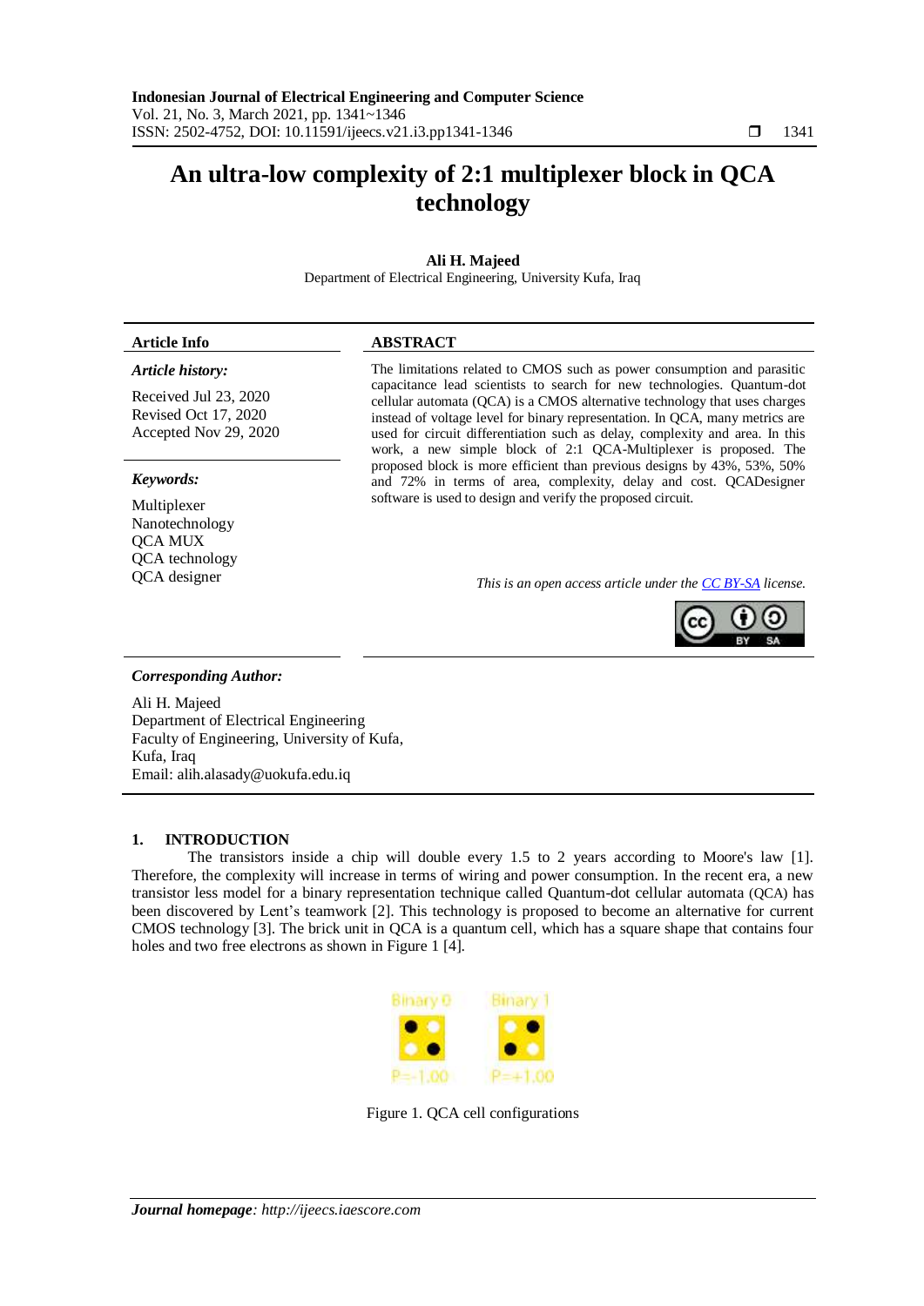# An ultra-low complexity of 2:1 multiplexer block in QCA technology

**Ali H. Majeed**

Department of Electrical Engineering, University Kufa, Iraq

**Article Info**

***Article history:***

Received Jul 23, 2020
Revised Oct 17, 2020
Accepted Nov 29, 2020

***Keywords:***

Multiplexer
Nanotechnology
QCA MUX
QCA technology
QCA designer

**ABSTRACT**

The limitations related to CMOS such as power consumption and parasitic capacitance lead scientists to search for new technologies. Quantum-dot cellular automata (QCA) is a CMOS alternative technology that uses charges instead of voltage level for binary representation. In QCA, many metrics are used for circuit differentiation such as delay, complexity and area. In this work, a new simple block of 2:1 QCA-Multiplexer is proposed. The proposed block is more efficient than previous designs by 43%, 53%, 50% and 72% in terms of area, complexity, delay and cost. QCADesigner software is used to design and verify the proposed circuit.

*This is an open access article under the CC BY-SA license.*

***Corresponding Author:***

Ali H. Majeed
Department of Electrical Engineering
Faculty of Engineering, University of Kufa,
Kufa, Iraq
Email: alih.alasady@uokufa.edu.iq

## 1. INTRODUCTION

The transistors inside a chip will double every 1.5 to 2 years according to Moore's law [1]. Therefore, the complexity will increase in terms of wiring and power consumption. In the recent era, a new transistor less model for a binary representation technique called Quantum-dot cellular automata (QCA) has been discovered by Lent's teamwork [2]. This technology is proposed to become an alternative for current CMOS technology [3]. The brick unit in QCA is a quantum cell, which has a square shape that contains four holes and two free electrons as shown in Figure 1 [4].

Binary 0 P=-1.00 Binary 1 P=+1.00

Figure 1. QCA cell configurations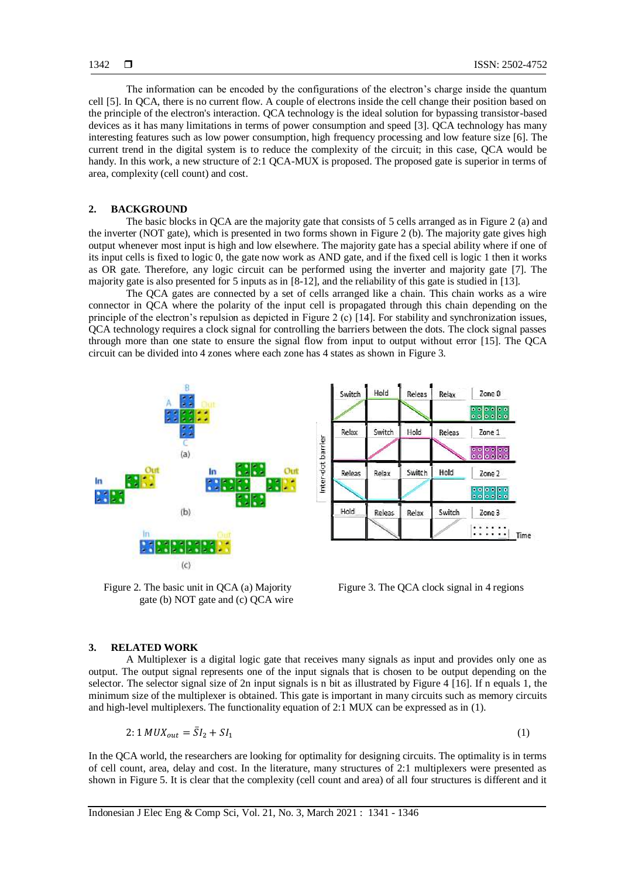The information can be encoded by the configurations of the electron's charge inside the quantum cell [5]. In QCA, there is no current flow. A couple of electrons inside the cell change their position based on the principle of the electron's interaction. QCA technology is the ideal solution for bypassing transistor-based devices as it has many limitations in terms of power consumption and speed [3]. QCA technology has many interesting features such as low power consumption, high frequency processing and low feature size [6]. The current trend in the digital system is to reduce the complexity of the circuit; in this case, QCA would be handy. In this work, a new structure of 2:1 QCA-MUX is proposed. The proposed gate is superior in terms of area, complexity (cell count) and cost.

## 2. BACKGROUND

The basic blocks in QCA are the majority gate that consists of 5 cells arranged as in Figure 2 (a) and the inverter (NOT gate), which is presented in two forms shown in Figure 2 (b). The majority gate gives high output whenever most input is high and low elsewhere. The majority gate has a special ability where if one of its input cells is fixed to logic 0, the gate now work as AND gate, and if the fixed cell is logic 1 then it works as OR gate. Therefore, any logic circuit can be performed using the inverter and majority gate [7]. The majority gate is also presented for 5 inputs as in [8-12], and the reliability of this gate is studied in [13].

The QCA gates are connected by a set of cells arranged like a chain. This chain works as a wire connector in QCA where the polarity of the input cell is propagated through this chain depending on the principle of the electron's repulsion as depicted in Figure 2 (c) [14]. For stability and synchronization issues, QCA technology requires a clock signal for controlling the barriers between the dots. The clock signal passes through more than one state to ensure the signal flow from input to output without error [15]. The QCA circuit can be divided into 4 zones where each zone has 4 states as shown in Figure 3.

Figure 2. The basic unit in QCA (a) Majority gate (b) NOT gate and (c) QCA wire

Figure 3. The QCA clock signal in 4 regions

## 3. RELATED WORK

A Multiplexer is a digital logic gate that receives many signals as input and provides only one as output. The output signal represents one of the input signals that is chosen to be output depending on the selector. The selector signal size of 2n input signals is n bit as illustrated by Figure 4 [16]. If n equals 1, the minimum size of the multiplexer is obtained. This gate is important in many circuits such as memory circuits and high-level multiplexers. The functionality equation of 2:1 MUX can be expressed as in (1).

$$2:1\,MUX_{out} = \bar{S}I_2 + SI_1 \tag{1}$$

In the QCA world, the researchers are looking for optimality for designing circuits. The optimality is in terms of cell count, area, delay and cost. In the literature, many structures of 2:1 multiplexers were presented as shown in Figure 5. It is clear that the complexity (cell count and area) of all four structures is different and it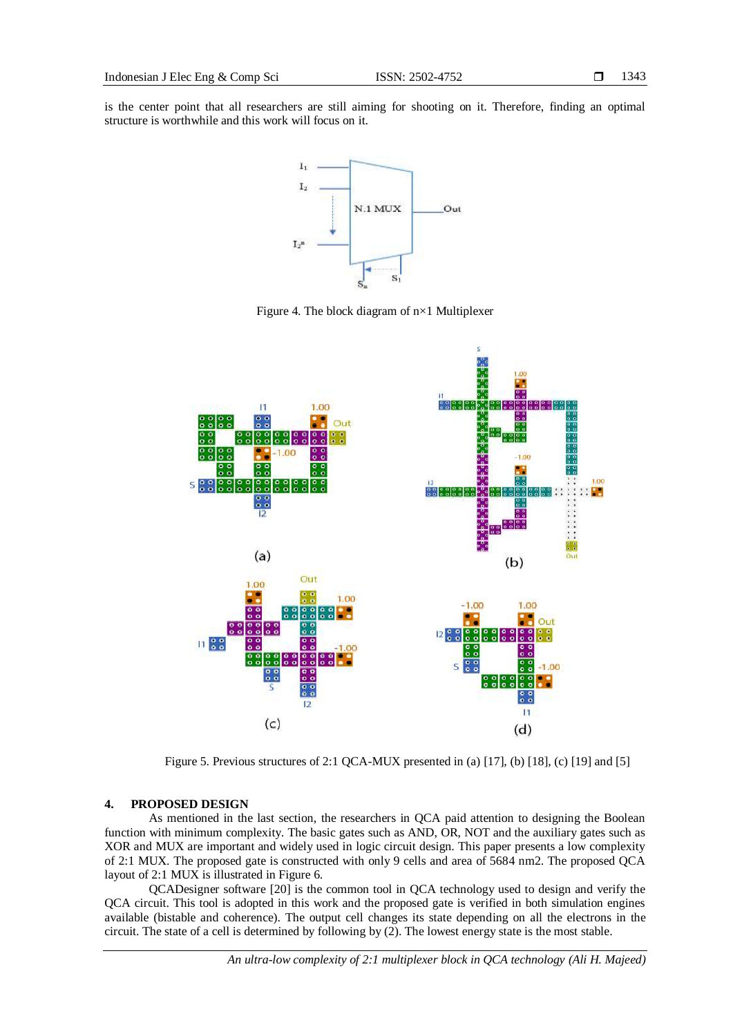is the center point that all researchers are still aiming for shooting on it. Therefore, finding an optimal structure is worthwhile and this work will focus on it.

Figure 4. The block diagram of n×1 Multiplexer

Figure 5. Previous structures of 2:1 QCA-MUX presented in (a) [17], (b) [18], (c) [19] and [5]

## 4. PROPOSED DESIGN

As mentioned in the last section, the researchers in QCA paid attention to designing the Boolean function with minimum complexity. The basic gates such as AND, OR, NOT and the auxiliary gates such as XOR and MUX are important and widely used in logic circuit design. This paper presents a low complexity of 2:1 MUX. The proposed gate is constructed with only 9 cells and area of 5684 nm2. The proposed QCA layout of 2:1 MUX is illustrated in Figure 6.

QCADesigner software [20] is the common tool in QCA technology used to design and verify the QCA circuit. This tool is adopted in this work and the proposed gate is verified in both simulation engines available (bistable and coherence). The output cell changes its state depending on all the electrons in the circuit. The state of a cell is determined by following by (2). The lowest energy state is the most stable.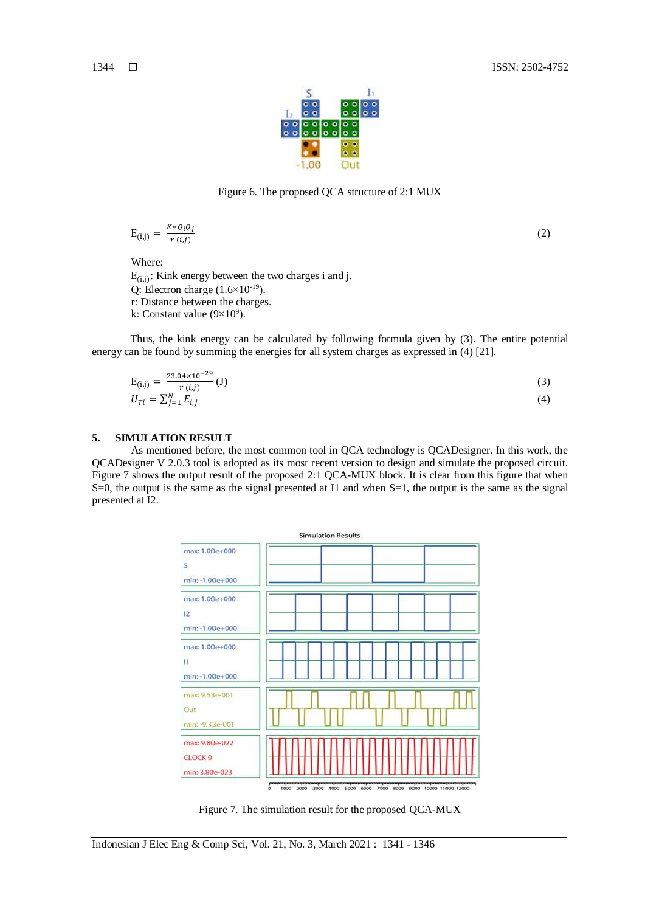Figure 6. The proposed QCA structure of 2:1 MUX

$$E_{(i,j)} = \frac{K * Q_i Q_j}{r\ (i,j)} \quad (2)$$

Where:
$E_{(i,j)}$: Kink energy between the two charges i and j.
Q: Electron charge ($1.6\times10^{-19}$).
r: Distance between the charges.
k: Constant value ($9\times10^{9}$).

Thus, the kink energy can be calculated by following formula given by (3). The entire potential energy can be found by summing the energies for all system charges as expressed in (4) [21].

$$E_{(i,j)} = \frac{23.04\times10^{-29}}{r\ (i,j)}\ (\mathrm{J}) \quad (3)$$

$$U_{Ti} = \sum_{j=1}^{N} E_{i,j} \quad (4)$$

## 5. SIMULATION RESULT

As mentioned before, the most common tool in QCA technology is QCADesigner. In this work, the QCADesigner V 2.0.3 tool is adopted as its most recent version to design and simulate the proposed circuit. Figure 7 shows the output result of the proposed 2:1 QCA-MUX block. It is clear from this figure that when S=0, the output is the same as the signal presented at I1 and when S=1, the output is the same as the signal presented at I2.

Figure 7. The simulation result for the proposed QCA-MUX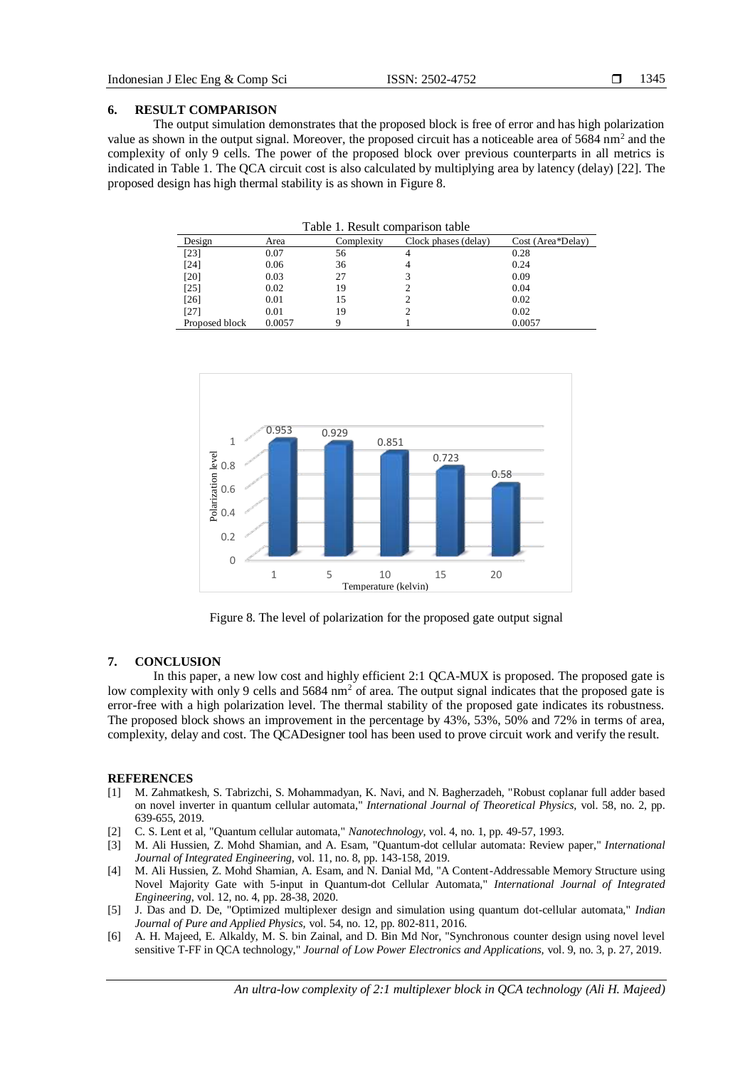## 6. RESULT COMPARISON

The output simulation demonstrates that the proposed block is free of error and has high polarization value as shown in the output signal. Moreover, the proposed circuit has a noticeable area of 5684 nm$^2$ and the complexity of only 9 cells. The power of the proposed block over previous counterparts in all metrics is indicated in Table 1. The QCA circuit cost is also calculated by multiplying area by latency (delay) [22]. The proposed design has high thermal stability is as shown in Figure 8.

Table 1. Result comparison table

| Design | Area | Complexity | Clock phases (delay) | Cost (Area*Delay) |
|---|---|---|---|---|
| [23] | 0.07 | 56 | 4 | 0.28 |
| [24] | 0.06 | 36 | 4 | 0.24 |
| [20] | 0.03 | 27 | 3 | 0.09 |
| [25] | 0.02 | 19 | 2 | 0.04 |
| [26] | 0.01 | 15 | 2 | 0.02 |
| [27] | 0.01 | 19 | 2 | 0.02 |
| Proposed block | 0.0057 | 9 | 1 | 0.0057 |

Figure 8. The level of polarization for the proposed gate output signal

## 7. CONCLUSION

In this paper, a new low cost and highly efficient 2:1 QCA-MUX is proposed. The proposed gate is low complexity with only 9 cells and 5684 nm$^2$ of area. The output signal indicates that the proposed gate is error-free with a high polarization level. The thermal stability of the proposed gate indicates its robustness. The proposed block shows an improvement in the percentage by 43%, 53%, 50% and 72% in terms of area, complexity, delay and cost. The QCADesigner tool has been used to prove circuit work and verify the result.

## REFERENCES

[1] M. Zahmatkesh, S. Tabrizchi, S. Mohammadyan, K. Navi, and N. Bagherzadeh, "Robust coplanar full adder based on novel inverter in quantum cellular automata," *International Journal of Theoretical Physics,* vol. 58, no. 2, pp. 639-655, 2019.

[2] C. S. Lent et al, "Quantum cellular automata," *Nanotechnology,* vol. 4, no. 1, pp. 49-57, 1993.

[3] M. Ali Hussien, Z. Mohd Shamian, and A. Esam, "Quantum-dot cellular automata: Review paper," *International Journal of Integrated Engineering,* vol. 11, no. 8, pp. 143-158, 2019.

[4] M. Ali Hussien, Z. Mohd Shamian, A. Esam, and N. Danial Md, "A Content-Addressable Memory Structure using Novel Majority Gate with 5-input in Quantum-dot Cellular Automata," *International Journal of Integrated Engineering,* vol. 12, no. 4, pp. 28-38, 2020.

[5] J. Das and D. De, "Optimized multiplexer design and simulation using quantum dot-cellular automata," *Indian Journal of Pure and Applied Physics,* vol. 54, no. 12, pp. 802-811, 2016.

[6] A. H. Majeed, E. Alkaldy, M. S. bin Zainal, and D. Bin Md Nor, "Synchronous counter design using novel level sensitive T-FF in QCA technology," *Journal of Low Power Electronics and Applications,* vol. 9, no. 3, p. 27, 2019.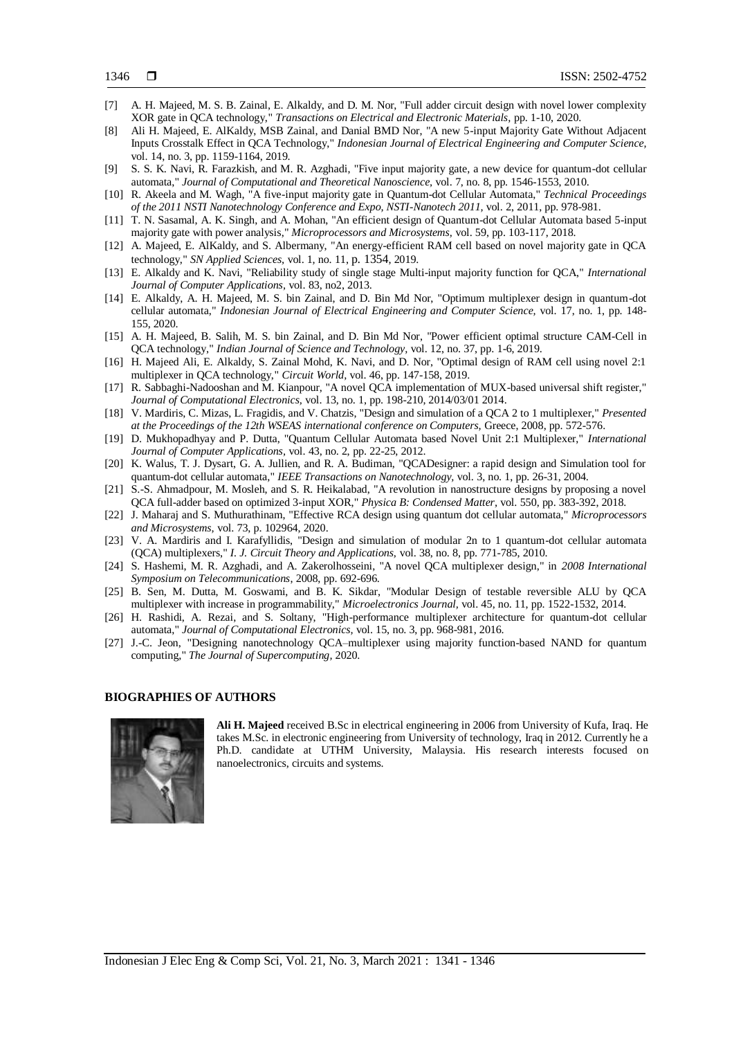[7] A. H. Majeed, M. S. B. Zainal, E. Alkaldy, and D. M. Nor, "Full adder circuit design with novel lower complexity XOR gate in QCA technology," *Transactions on Electrical and Electronic Materials,* pp. 1-10, 2020.

[8] Ali H. Majeed, E. AlKaldy, MSB Zainal, and Danial BMD Nor, "A new 5-input Majority Gate Without Adjacent Inputs Crosstalk Effect in QCA Technology," *Indonesian Journal of Electrical Engineering and Computer Science,* vol. 14, no. 3, pp. 1159-1164, 2019.

[9] S. S. K. Navi, R. Farazkish, and M. R. Azghadi, "Five input majority gate, a new device for quantum-dot cellular automata," *Journal of Computational and Theoretical Nanoscience,* vol. 7, no. 8, pp. 1546-1553, 2010.

[10] R. Akeela and M. Wagh, "A five-input majority gate in Quantum-dot Cellular Automata," *Technical Proceedings of the 2011 NSTI Nanotechnology Conference and Expo, NSTI-Nanotech 2011,* vol. 2, 2011, pp. 978-981.

[11] T. N. Sasamal, A. K. Singh, and A. Mohan, "An efficient design of Quantum-dot Cellular Automata based 5-input majority gate with power analysis," *Microprocessors and Microsystems,* vol. 59, pp. 103-117, 2018.

[12] A. Majeed, E. AlKaldy, and S. Albermany, "An energy-efficient RAM cell based on novel majority gate in QCA technology," *SN Applied Sciences,* vol. 1, no. 11, p. 1354, 2019.

[13] E. Alkaldy and K. Navi, "Reliability study of single stage Multi-input majority function for QCA," *International Journal of Computer Applications,* vol. 83, no2, 2013.

[14] E. Alkaldy, A. H. Majeed, M. S. bin Zainal, and D. Bin Md Nor, "Optimum multiplexer design in quantum-dot cellular automata," *Indonesian Journal of Electrical Engineering and Computer Science,* vol. 17, no. 1, pp. 148-155, 2020.

[15] A. H. Majeed, B. Salih, M. S. bin Zainal, and D. Bin Md Nor, "Power efficient optimal structure CAM-Cell in QCA technology," *Indian Journal of Science and Technology,* vol. 12, no. 37, pp. 1-6, 2019.

[16] H. Majeed Ali, E. Alkaldy, S. Zainal Mohd, K. Navi, and D. Nor, "Optimal design of RAM cell using novel 2:1 multiplexer in QCA technology," *Circuit World,* vol. 46, pp. 147-158, 2019.

[17] R. Sabbaghi-Nadooshan and M. Kianpour, "A novel QCA implementation of MUX-based universal shift register," *Journal of Computational Electronics,* vol. 13, no. 1, pp. 198-210, 2014/03/01 2014.

[18] V. Mardiris, C. Mizas, L. Fragidis, and V. Chatzis, "Design and simulation of a QCA 2 to 1 multiplexer," *Presented at the Proceedings of the 12th WSEAS international conference on Computers,* Greece, 2008, pp. 572-576.

[19] D. Mukhopadhyay and P. Dutta, "Quantum Cellular Automata based Novel Unit 2:1 Multiplexer," *International Journal of Computer Applications,* vol. 43, no. 2, pp. 22-25, 2012.

[20] K. Walus, T. J. Dysart, G. A. Jullien, and R. A. Budiman, "QCADesigner: a rapid design and Simulation tool for quantum-dot cellular automata," *IEEE Transactions on Nanotechnology,* vol. 3, no. 1, pp. 26-31, 2004.

[21] S.-S. Ahmadpour, M. Mosleh, and S. R. Heikalabad, "A revolution in nanostructure designs by proposing a novel QCA full-adder based on optimized 3-input XOR," *Physica B: Condensed Matter,* vol. 550, pp. 383-392, 2018.

[22] J. Maharaj and S. Muthurathinam, "Effective RCA design using quantum dot cellular automata," *Microprocessors and Microsystems,* vol. 73, p. 102964, 2020.

[23] V. A. Mardiris and I. Karafyllidis, "Design and simulation of modular 2n to 1 quantum-dot cellular automata (QCA) multiplexers," *I. J. Circuit Theory and Applications,* vol. 38, no. 8, pp. 771-785, 2010.

[24] S. Hashemi, M. R. Azghadi, and A. Zakerolhosseini, "A novel QCA multiplexer design," in *2008 International Symposium on Telecommunications,* 2008, pp. 692-696.

[25] B. Sen, M. Dutta, M. Goswami, and B. K. Sikdar, "Modular Design of testable reversible ALU by QCA multiplexer with increase in programmability," *Microelectronics Journal,* vol. 45, no. 11, pp. 1522-1532, 2014.

[26] H. Rashidi, A. Rezai, and S. Soltany, "High-performance multiplexer architecture for quantum-dot cellular automata," *Journal of Computational Electronics,* vol. 15, no. 3, pp. 968-981, 2016.

[27] J.-C. Jeon, "Designing nanotechnology QCA–multiplexer using majority function-based NAND for quantum computing," *The Journal of Supercomputing,* 2020.

## BIOGRAPHIES OF AUTHORS

**Ali H. Majeed** received B.Sc in electrical engineering in 2006 from University of Kufa, Iraq. He takes M.Sc. in electronic engineering from University of technology, Iraq in 2012. Currently he a Ph.D. candidate at UTHM University, Malaysia. His research interests focused on nanoelectronics, circuits and systems.